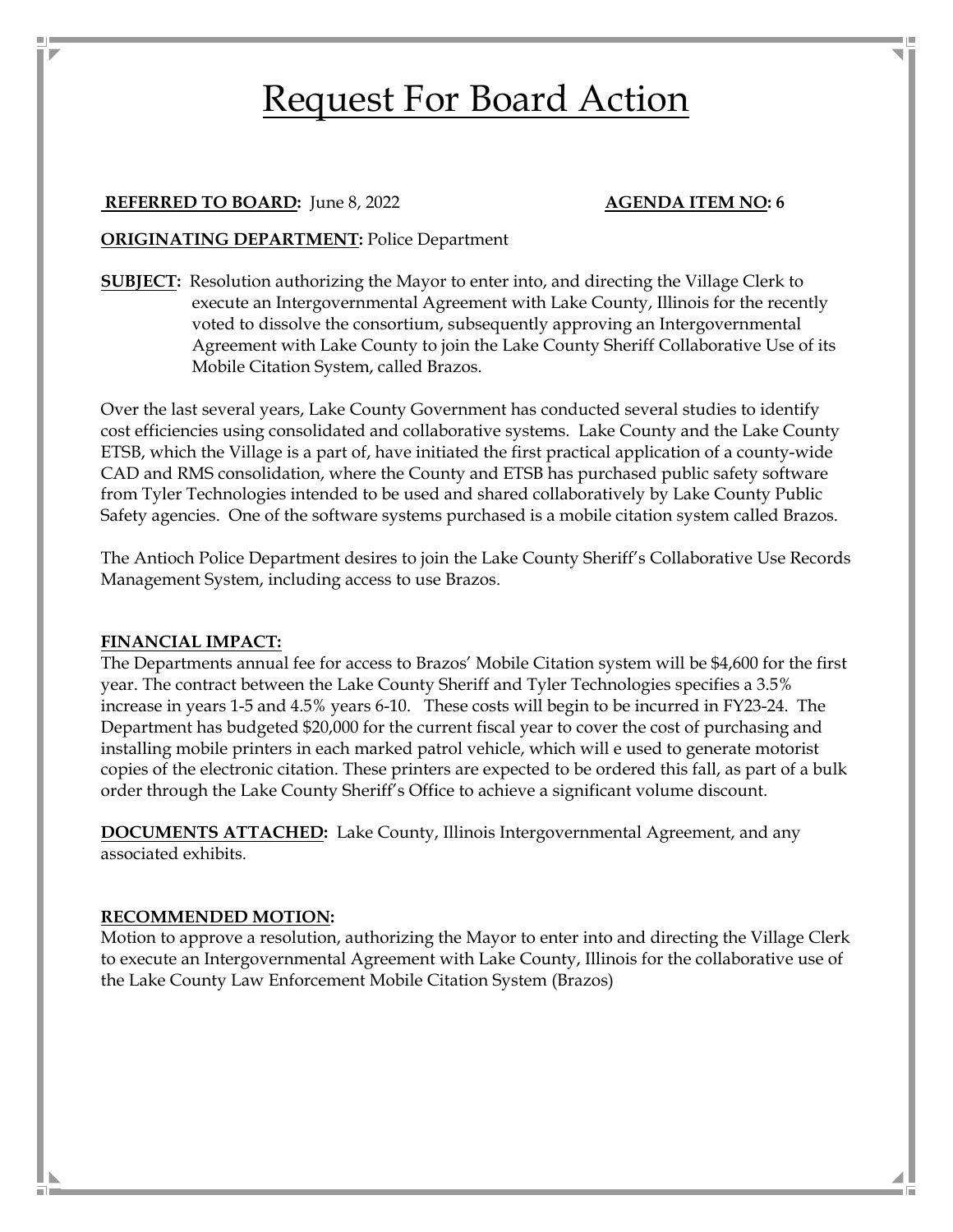# Request For Board Action

**REFERRED TO BOARD:** June 8, 2022 **AGENDA ITEM NO: 6**

**ORIGINATING DEPARTMENT:** Police Department

**SUBJECT:** Resolution authorizing the Mayor to enter into, and directing the Village Clerk to execute an Intergovernmental Agreement with Lake County, Illinois for the recently voted to dissolve the consortium, subsequently approving an Intergovernmental Agreement with Lake County to join the Lake County Sheriff Collaborative Use of its Mobile Citation System, called Brazos.

Over the last several years, Lake County Government has conducted several studies to identify cost efficiencies using consolidated and collaborative systems. Lake County and the Lake County ETSB, which the Village is a part of, have initiated the first practical application of a county-wide CAD and RMS consolidation, where the County and ETSB has purchased public safety software from Tyler Technologies intended to be used and shared collaboratively by Lake County Public Safety agencies. One of the software systems purchased is a mobile citation system called Brazos.

The Antioch Police Department desires to join the Lake County Sheriff's Collaborative Use Records Management System, including access to use Brazos.

**FINANCIAL IMPACT:**
The Departments annual fee for access to Brazos' Mobile Citation system will be $4,600 for the first year. The contract between the Lake County Sheriff and Tyler Technologies specifies a 3.5% increase in years 1-5 and 4.5% years 6-10. These costs will begin to be incurred in FY23-24. The Department has budgeted $20,000 for the current fiscal year to cover the cost of purchasing and installing mobile printers in each marked patrol vehicle, which will e used to generate motorist copies of the electronic citation. These printers are expected to be ordered this fall, as part of a bulk order through the Lake County Sheriff's Office to achieve a significant volume discount.

**DOCUMENTS ATTACHED:** Lake County, Illinois Intergovernmental Agreement, and any associated exhibits.

**RECOMMENDED MOTION:**
Motion to approve a resolution, authorizing the Mayor to enter into and directing the Village Clerk to execute an Intergovernmental Agreement with Lake County, Illinois for the collaborative use of the Lake County Law Enforcement Mobile Citation System (Brazos)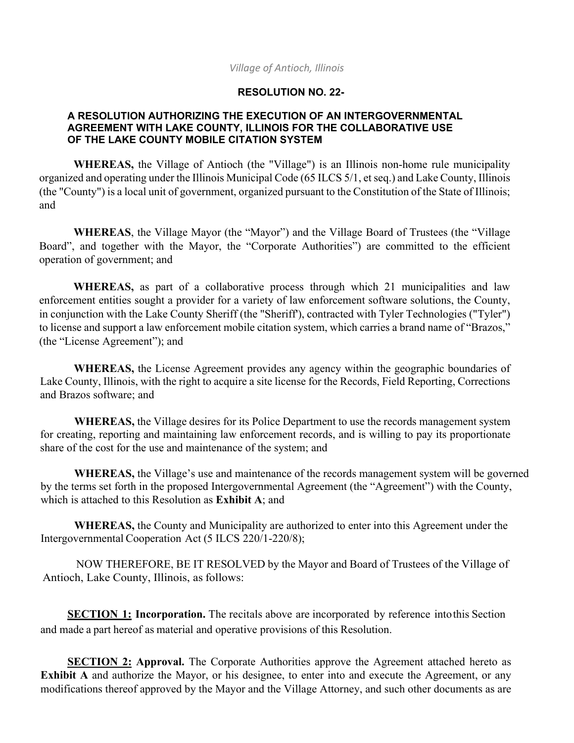*Village of Antioch, Illinois*

**RESOLUTION NO. 22-**

**A RESOLUTION AUTHORIZING THE EXECUTION OF AN INTERGOVERNMENTAL AGREEMENT WITH LAKE COUNTY, ILLINOIS FOR THE COLLABORATIVE USE OF THE LAKE COUNTY MOBILE CITATION SYSTEM**

**WHEREAS,** the Village of Antioch (the "Village") is an Illinois non-home rule municipality organized and operating under the Illinois Municipal Code (65 ILCS 5/1, et seq.) and Lake County, Illinois (the "County") is a local unit of government, organized pursuant to the Constitution of the State of Illinois; and

**WHEREAS**, the Village Mayor (the "Mayor") and the Village Board of Trustees (the "Village Board", and together with the Mayor, the "Corporate Authorities") are committed to the efficient operation of government; and

**WHEREAS,** as part of a collaborative process through which 21 municipalities and law enforcement entities sought a provider for a variety of law enforcement software solutions, the County, in conjunction with the Lake County Sheriff (the "Sheriff'), contracted with Tyler Technologies ("Tyler") to license and support a law enforcement mobile citation system, which carries a brand name of "Brazos," (the "License Agreement"); and

**WHEREAS,** the License Agreement provides any agency within the geographic boundaries of Lake County, Illinois, with the right to acquire a site license for the Records, Field Reporting, Corrections and Brazos software; and

**WHEREAS,** the Village desires for its Police Department to use the records management system for creating, reporting and maintaining law enforcement records, and is willing to pay its proportionate share of the cost for the use and maintenance of the system; and

**WHEREAS,** the Village's use and maintenance of the records management system will be governed by the terms set forth in the proposed Intergovernmental Agreement (the "Agreement") with the County, which is attached to this Resolution as **Exhibit A**; and

**WHEREAS,** the County and Municipality are authorized to enter into this Agreement under the Intergovernmental Cooperation Act (5 ILCS 220/1-220/8);

NOW THEREFORE, BE IT RESOLVED by the Mayor and Board of Trustees of the Village of Antioch, Lake County, Illinois, as follows:

**SECTION 1: Incorporation.** The recitals above are incorporated by reference into this Section and made a part hereof as material and operative provisions of this Resolution.

**SECTION 2: Approval.** The Corporate Authorities approve the Agreement attached hereto as **Exhibit A** and authorize the Mayor, or his designee, to enter into and execute the Agreement, or any modifications thereof approved by the Mayor and the Village Attorney, and such other documents as are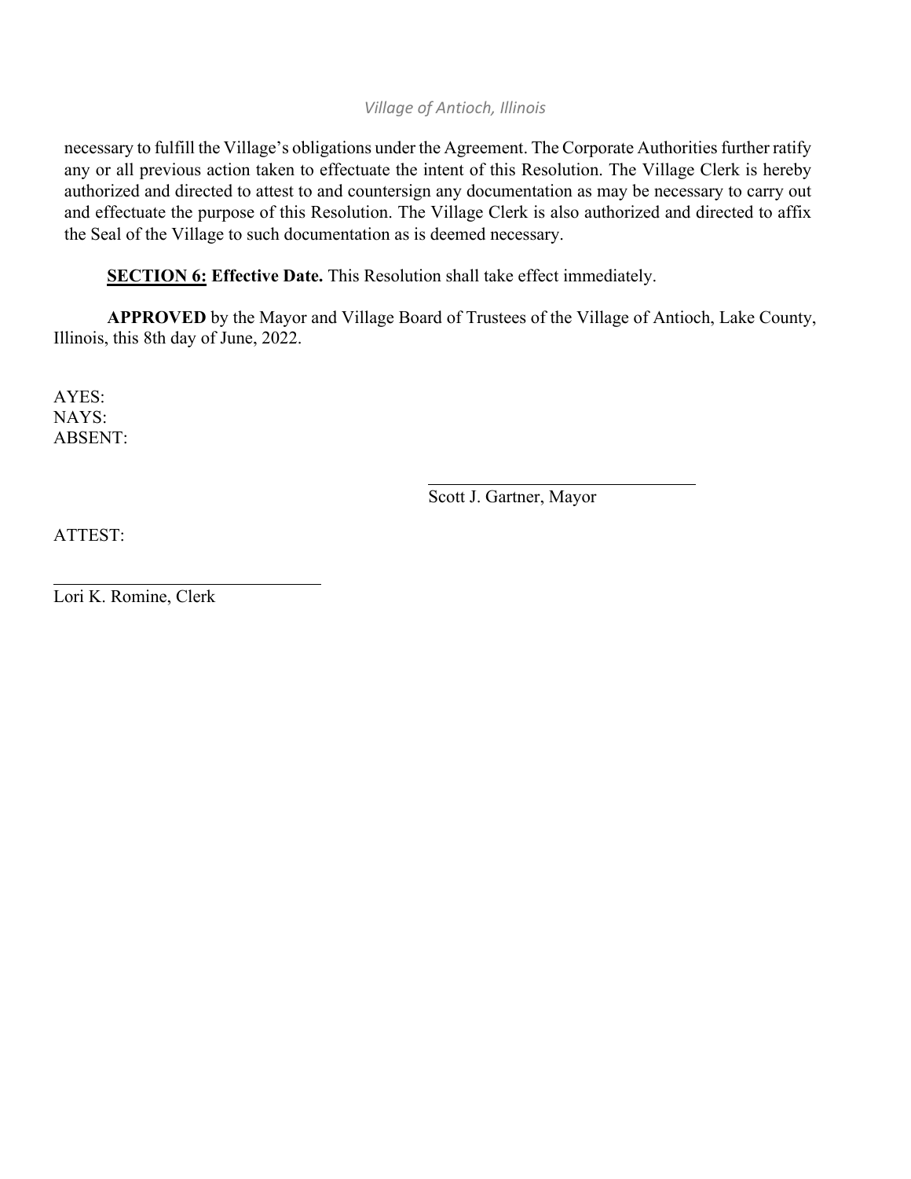necessary to fulfill the Village's obligations under the Agreement. The Corporate Authorities further ratify any or all previous action taken to effectuate the intent of this Resolution. The Village Clerk is hereby authorized and directed to attest to and countersign any documentation as may be necessary to carry out and effectuate the purpose of this Resolution. The Village Clerk is also authorized and directed to affix the Seal of the Village to such documentation as is deemed necessary.

**SECTION 6: Effective Date.** This Resolution shall take effect immediately.

**APPROVED** by the Mayor and Village Board of Trustees of the Village of Antioch, Lake County, Illinois, this 8th day of June, 2022.

AYES:
NAYS:
ABSENT:

\_\_\_\_\_\_\_\_\_\_\_\_\_\_\_\_\_\_\_\_\_\_\_\_\_\_\_\_\_\_
Scott J. Gartner, Mayor

ATTEST:

\_\_\_\_\_\_\_\_\_\_\_\_\_\_\_\_\_\_\_\_\_\_\_\_\_\_\_\_\_\_
Lori K. Romine, Clerk